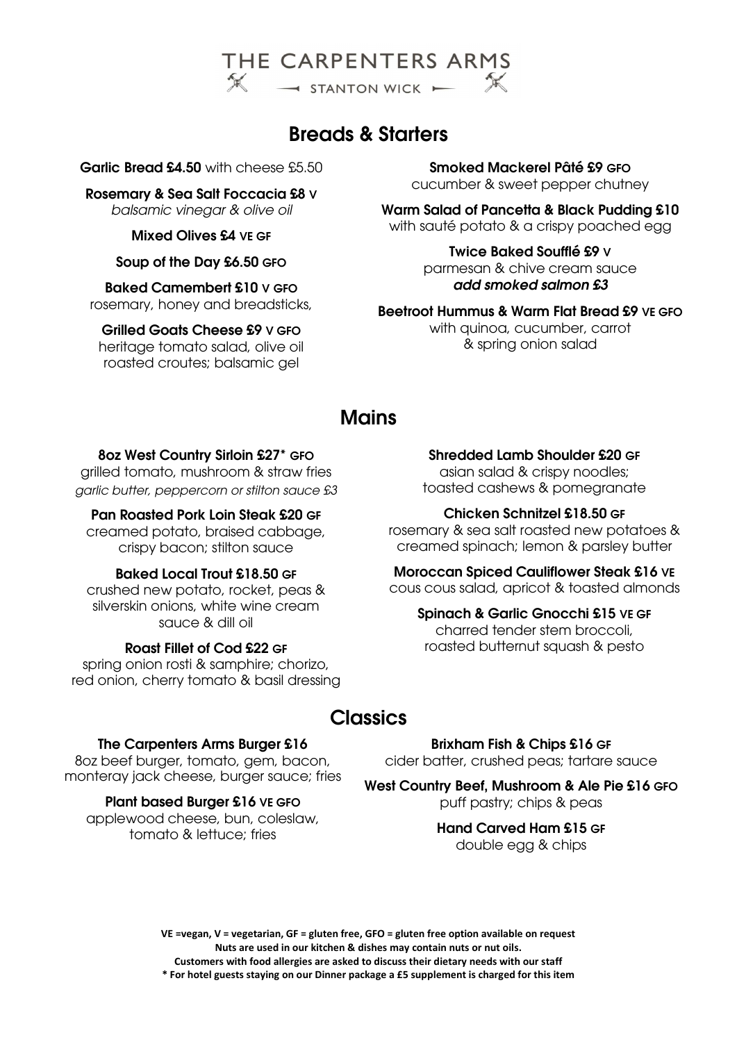# THE CARPENTERS ARMS

STANTON WICK

## Breads & Starters

**Garlic Bread £4.50** with cheese £5.50

**Rosemary & Sea Salt Foccacia £8 V**
*balsamic vinegar & olive oil*

**Mixed Olives £4 VE GF**

**Soup of the Day £6.50 GFO**

**Baked Camembert £10 V GFO**
rosemary, honey and breadsticks,

**Grilled Goats Cheese £9 V GFO**
heritage tomato salad, olive oil roasted croutes; balsamic gel

**Smoked Mackerel Pâté £9 GFO**
cucumber & sweet pepper chutney

**Warm Salad of Pancetta & Black Pudding £10**
with sauté potato & a crispy poached egg

**Twice Baked Soufflé £9 V**
parmesan & chive cream sauce
***add smoked salmon £3***

**Beetroot Hummus & Warm Flat Bread £9 VE GFO**
with quinoa, cucumber, carrot & spring onion salad

## Mains

**8oz West Country Sirloin £27* GFO**
grilled tomato, mushroom & straw fries
*garlic butter, peppercorn or stilton sauce £3*

**Pan Roasted Pork Loin Steak £20 GF**
creamed potato, braised cabbage, crispy bacon; stilton sauce

**Baked Local Trout £18.50 GF**
crushed new potato, rocket, peas & silverskin onions, white wine cream sauce & dill oil

**Roast Fillet of Cod £22 GF**
spring onion rosti & samphire; chorizo, red onion, cherry tomato & basil dressing

**Shredded Lamb Shoulder £20 GF**
asian salad & crispy noodles; toasted cashews & pomegranate

**Chicken Schnitzel £18.50 GF**
rosemary & sea salt roasted new potatoes & creamed spinach; lemon & parsley butter

**Moroccan Spiced Cauliflower Steak £16 VE**
cous cous salad, apricot & toasted almonds

**Spinach & Garlic Gnocchi £15 VE GF**
charred tender stem broccoli, roasted butternut squash & pesto

## Classics

**The Carpenters Arms Burger £16**
8oz beef burger, tomato, gem, bacon, monteray jack cheese, burger sauce; fries

**Plant based Burger £16 VE GFO**
applewood cheese, bun, coleslaw, tomato & lettuce; fries

**Brixham Fish & Chips £16 GF**
cider batter, crushed peas; tartare sauce

**West Country Beef, Mushroom & Ale Pie £16 GFO**
puff pastry; chips & peas

**Hand Carved Ham £15 GF**
double egg & chips

**VE =vegan, V = vegetarian, GF = gluten free, GFO = gluten free option available on request**
**Nuts are used in our kitchen & dishes may contain nuts or nut oils.**
**Customers with food allergies are asked to discuss their dietary needs with our staff**
**\* For hotel guests staying on our Dinner package a £5 supplement is charged for this item**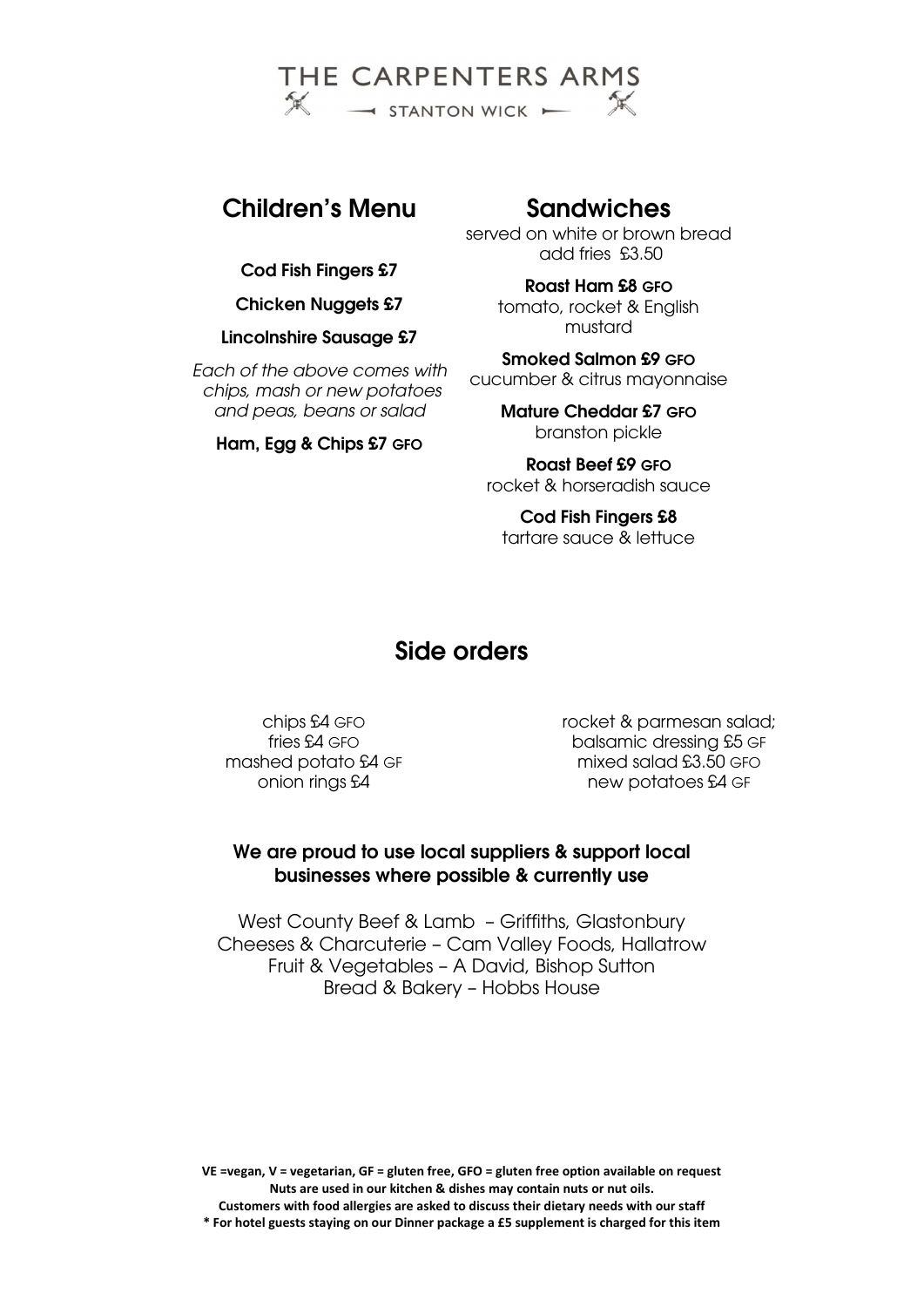# THE CARPENTERS ARMS

STANTON WICK

## Children's Menu

**Cod Fish Fingers £7**

**Chicken Nuggets £7**

**Lincolnshire Sausage £7**

*Each of the above comes with chips, mash or new potatoes and peas, beans or salad*

**Ham, Egg & Chips £7 GFO**

## Sandwiches

served on white or brown bread
add fries £3.50

**Roast Ham £8 GFO**
tomato, rocket & English mustard

**Smoked Salmon £9 GFO**
cucumber & citrus mayonnaise

**Mature Cheddar £7 GFO**
branston pickle

**Roast Beef £9 GFO**
rocket & horseradish sauce

**Cod Fish Fingers £8**
tartare sauce & lettuce

## Side orders

chips £4 GFO
fries £4 GFO
mashed potato £4 GF
onion rings £4

rocket & parmesan salad; balsamic dressing £5 GF
mixed salad £3.50 GFO
new potatoes £4 GF

**We are proud to use local suppliers & support local businesses where possible & currently use**

West County Beef & Lamb – Griffiths, Glastonbury
Cheeses & Charcuterie – Cam Valley Foods, Hallatrow
Fruit & Vegetables – A David, Bishop Sutton
Bread & Bakery – Hobbs House

**VE =vegan, V = vegetarian, GF = gluten free, GFO = gluten free option available on request**
**Nuts are used in our kitchen & dishes may contain nuts or nut oils.**
**Customers with food allergies are asked to discuss their dietary needs with our staff**
**\* For hotel guests staying on our Dinner package a £5 supplement is charged for this item**